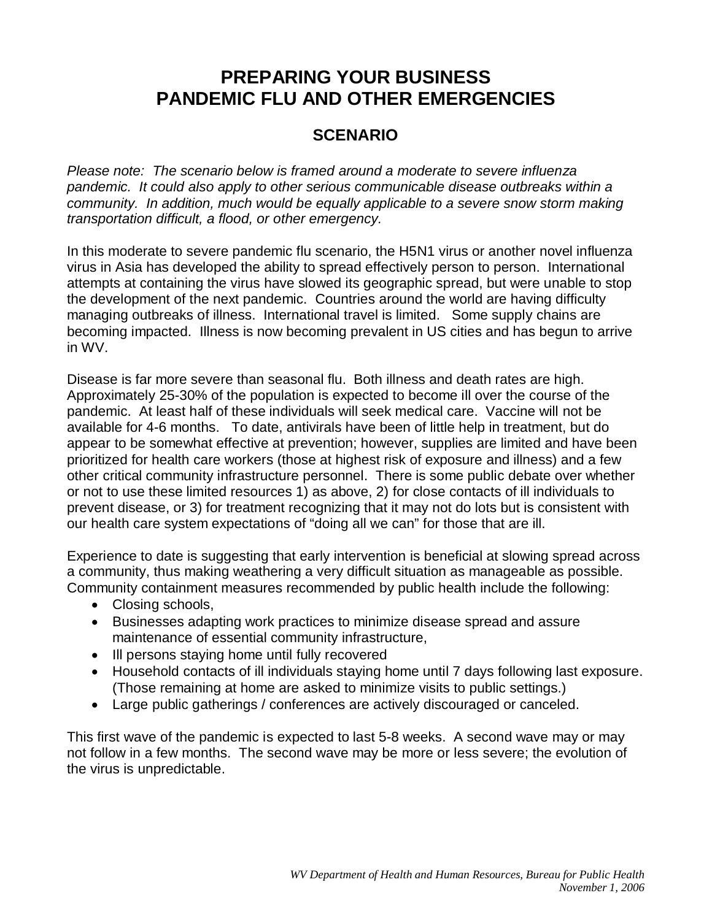# PREPARING YOUR BUSINESS
# PANDEMIC FLU AND OTHER EMERGENCIES

## SCENARIO

*Please note: The scenario below is framed around a moderate to severe influenza pandemic. It could also apply to other serious communicable disease outbreaks within a community. In addition, much would be equally applicable to a severe snow storm making transportation difficult, a flood, or other emergency.*

In this moderate to severe pandemic flu scenario, the H5N1 virus or another novel influenza virus in Asia has developed the ability to spread effectively person to person. International attempts at containing the virus have slowed its geographic spread, but were unable to stop the development of the next pandemic. Countries around the world are having difficulty managing outbreaks of illness. International travel is limited. Some supply chains are becoming impacted. Illness is now becoming prevalent in US cities and has begun to arrive in WV.

Disease is far more severe than seasonal flu. Both illness and death rates are high. Approximately 25-30% of the population is expected to become ill over the course of the pandemic. At least half of these individuals will seek medical care. Vaccine will not be available for 4-6 months. To date, antivirals have been of little help in treatment, but do appear to be somewhat effective at prevention; however, supplies are limited and have been prioritized for health care workers (those at highest risk of exposure and illness) and a few other critical community infrastructure personnel. There is some public debate over whether or not to use these limited resources 1) as above, 2) for close contacts of ill individuals to prevent disease, or 3) for treatment recognizing that it may not do lots but is consistent with our health care system expectations of "doing all we can" for those that are ill.

Experience to date is suggesting that early intervention is beneficial at slowing spread across a community, thus making weathering a very difficult situation as manageable as possible. Community containment measures recommended by public health include the following:

- Closing schools,
- Businesses adapting work practices to minimize disease spread and assure maintenance of essential community infrastructure,
- Ill persons staying home until fully recovered
- Household contacts of ill individuals staying home until 7 days following last exposure. (Those remaining at home are asked to minimize visits to public settings.)
- Large public gatherings / conferences are actively discouraged or canceled.

This first wave of the pandemic is expected to last 5-8 weeks. A second wave may or may not follow in a few months. The second wave may be more or less severe; the evolution of the virus is unpredictable.

*WV Department of Health and Human Resources, Bureau for Public Health*
*November 1, 2006*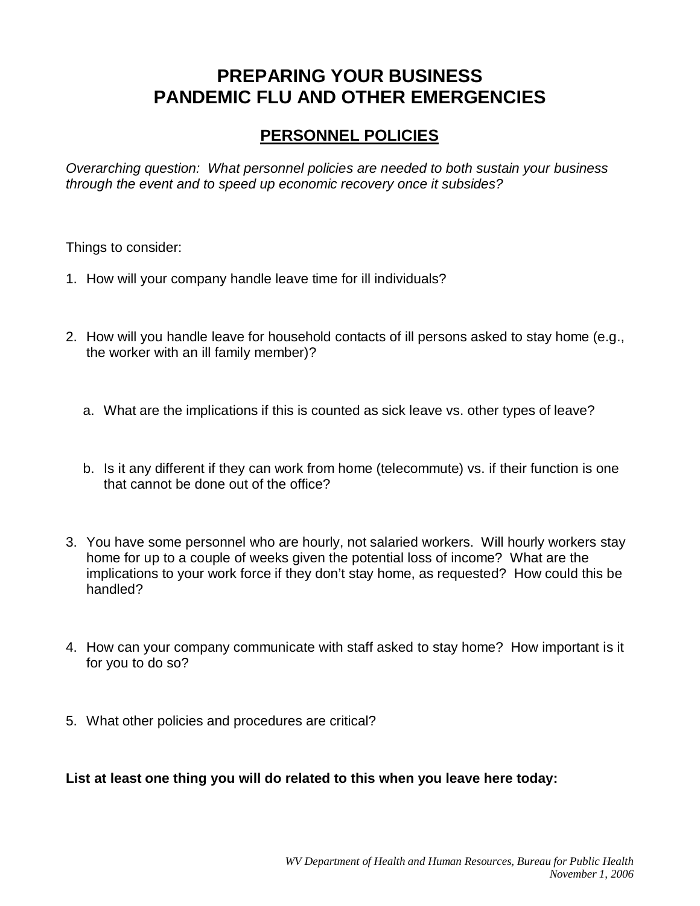# PREPARING YOUR BUSINESS
# PANDEMIC FLU AND OTHER EMERGENCIES

## PERSONNEL POLICIES

*Overarching question: What personnel policies are needed to both sustain your business through the event and to speed up economic recovery once it subsides?*

Things to consider:

1. How will your company handle leave time for ill individuals?

2. How will you handle leave for household contacts of ill persons asked to stay home (e.g., the worker with an ill family member)?

   a. What are the implications if this is counted as sick leave vs. other types of leave?

   b. Is it any different if they can work from home (telecommute) vs. if their function is one that cannot be done out of the office?

3. You have some personnel who are hourly, not salaried workers. Will hourly workers stay home for up to a couple of weeks given the potential loss of income? What are the implications to your work force if they don't stay home, as requested? How could this be handled?

4. How can your company communicate with staff asked to stay home? How important is it for you to do so?

5. What other policies and procedures are critical?

**List at least one thing you will do related to this when you leave here today:**

*WV Department of Health and Human Resources, Bureau for Public Health*
*November 1, 2006*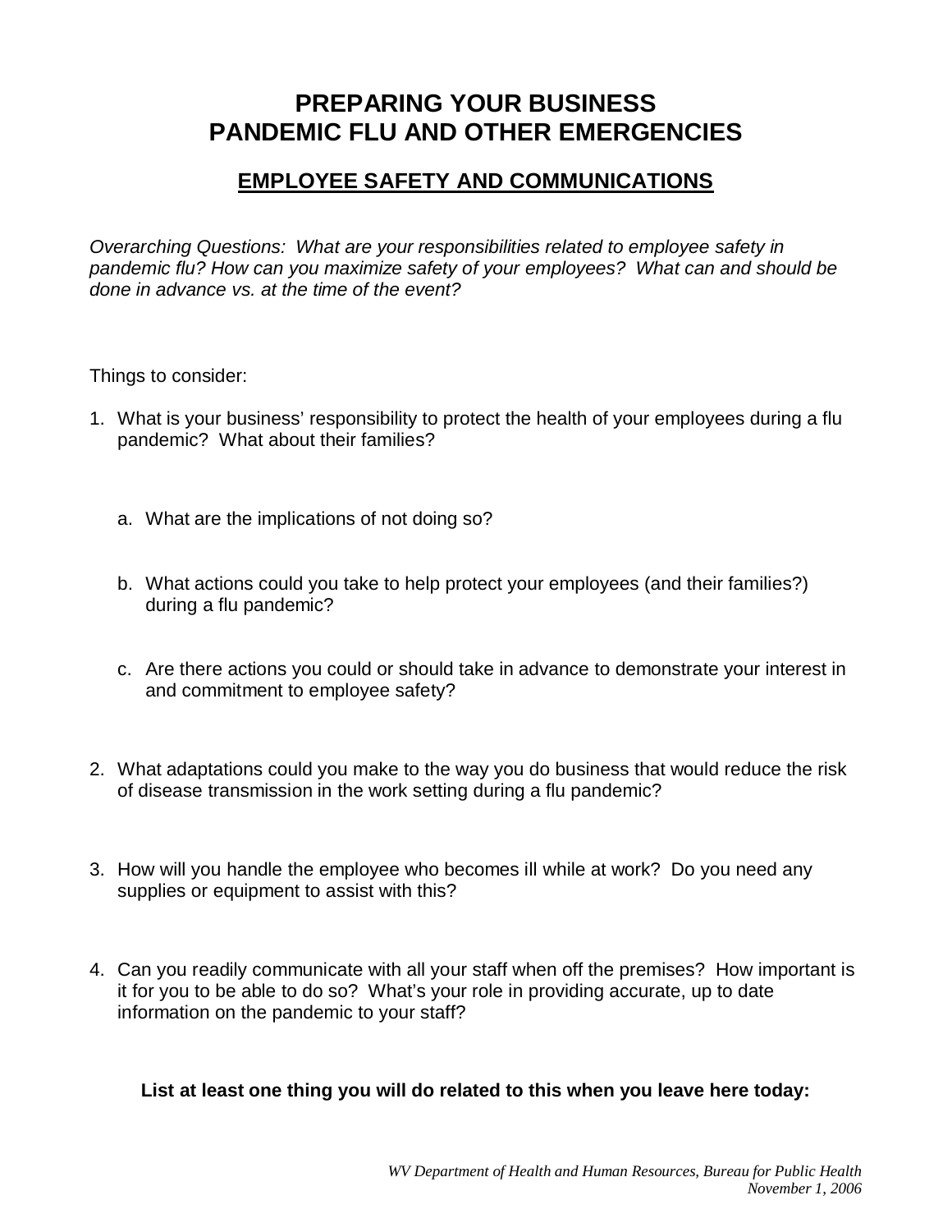# PREPARING YOUR BUSINESS
# PANDEMIC FLU AND OTHER EMERGENCIES

## EMPLOYEE SAFETY AND COMMUNICATIONS

*Overarching Questions: What are your responsibilities related to employee safety in pandemic flu? How can you maximize safety of your employees? What can and should be done in advance vs. at the time of the event?*

Things to consider:

1. What is your business' responsibility to protect the health of your employees during a flu pandemic? What about their families?

   a. What are the implications of not doing so?

   b. What actions could you take to help protect your employees (and their families?) during a flu pandemic?

   c. Are there actions you could or should take in advance to demonstrate your interest in and commitment to employee safety?

2. What adaptations could you make to the way you do business that would reduce the risk of disease transmission in the work setting during a flu pandemic?

3. How will you handle the employee who becomes ill while at work? Do you need any supplies or equipment to assist with this?

4. Can you readily communicate with all your staff when off the premises? How important is it for you to be able to do so? What's your role in providing accurate, up to date information on the pandemic to your staff?

**List at least one thing you will do related to this when you leave here today:**

*WV Department of Health and Human Resources, Bureau for Public Health*
*November 1, 2006*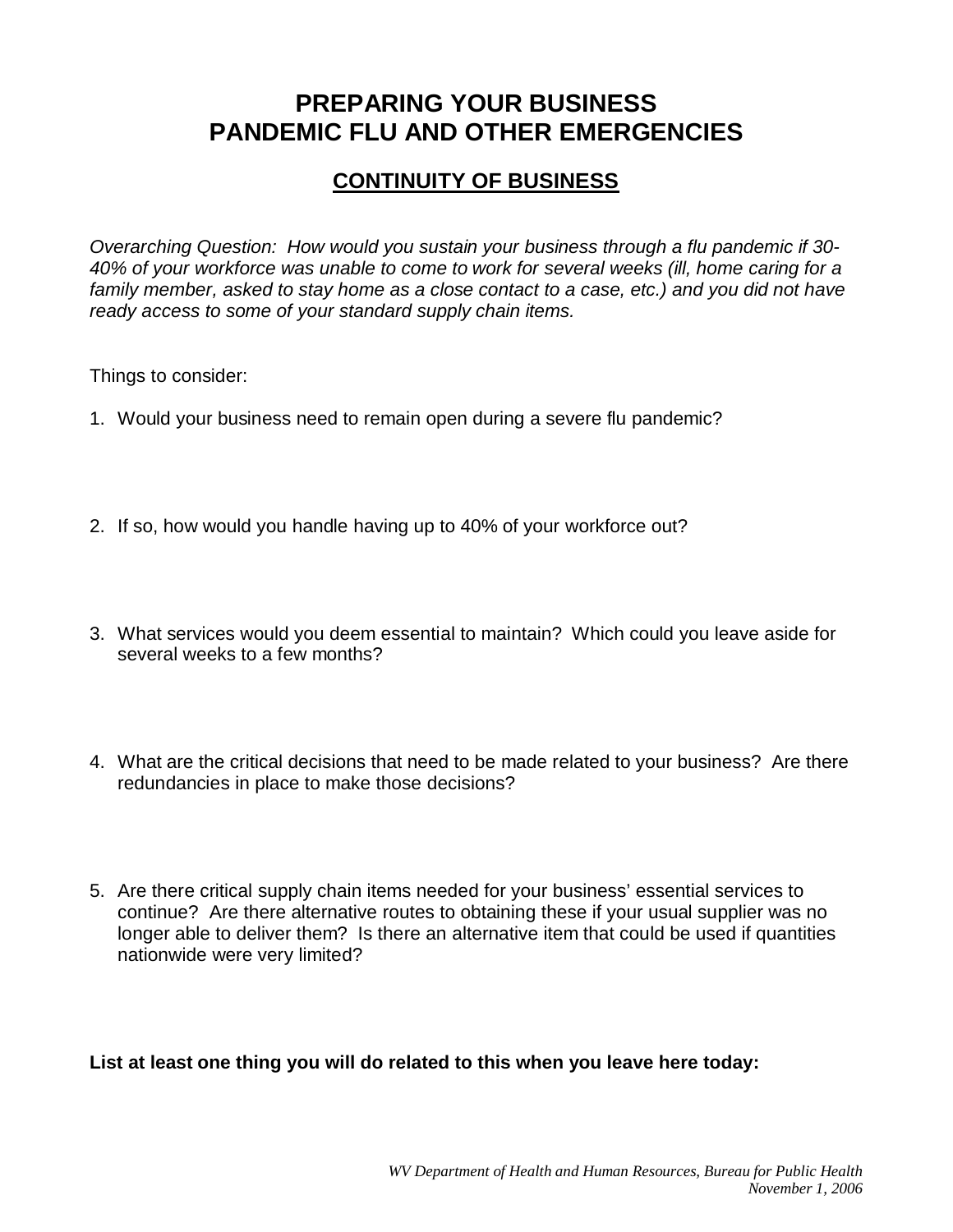# PREPARING YOUR BUSINESS
# PANDEMIC FLU AND OTHER EMERGENCIES

## CONTINUITY OF BUSINESS

*Overarching Question: How would you sustain your business through a flu pandemic if 30-40% of your workforce was unable to come to work for several weeks (ill, home caring for a family member, asked to stay home as a close contact to a case, etc.) and you did not have ready access to some of your standard supply chain items.*

Things to consider:

1. Would your business need to remain open during a severe flu pandemic?

2. If so, how would you handle having up to 40% of your workforce out?

3. What services would you deem essential to maintain? Which could you leave aside for several weeks to a few months?

4. What are the critical decisions that need to be made related to your business? Are there redundancies in place to make those decisions?

5. Are there critical supply chain items needed for your business' essential services to continue? Are there alternative routes to obtaining these if your usual supplier was no longer able to deliver them? Is there an alternative item that could be used if quantities nationwide were very limited?

**List at least one thing you will do related to this when you leave here today:**

*WV Department of Health and Human Resources, Bureau for Public Health*
*November 1, 2006*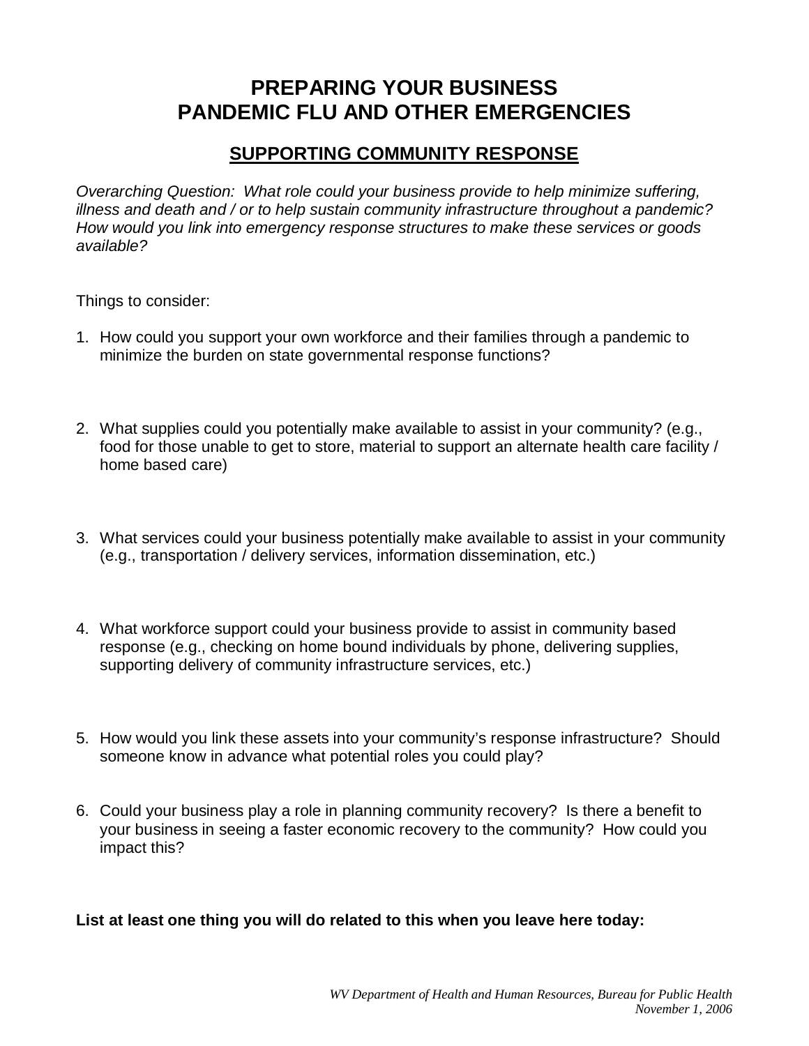# PREPARING YOUR BUSINESS
# PANDEMIC FLU AND OTHER EMERGENCIES

## SUPPORTING COMMUNITY RESPONSE

*Overarching Question: What role could your business provide to help minimize suffering, illness and death and / or to help sustain community infrastructure throughout a pandemic? How would you link into emergency response structures to make these services or goods available?*

Things to consider:

1. How could you support your own workforce and their families through a pandemic to minimize the burden on state governmental response functions?

2. What supplies could you potentially make available to assist in your community? (e.g., food for those unable to get to store, material to support an alternate health care facility / home based care)

3. What services could your business potentially make available to assist in your community (e.g., transportation / delivery services, information dissemination, etc.)

4. What workforce support could your business provide to assist in community based response (e.g., checking on home bound individuals by phone, delivering supplies, supporting delivery of community infrastructure services, etc.)

5. How would you link these assets into your community's response infrastructure? Should someone know in advance what potential roles you could play?

6. Could your business play a role in planning community recovery? Is there a benefit to your business in seeing a faster economic recovery to the community? How could you impact this?

**List at least one thing you will do related to this when you leave here today:**

*WV Department of Health and Human Resources, Bureau for Public Health*
*November 1, 2006*